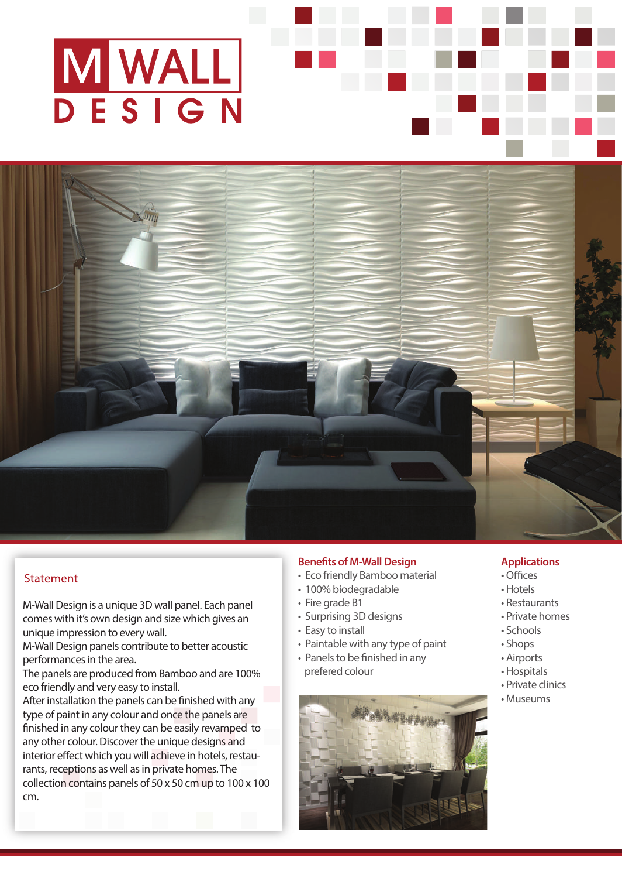# M WALL DESIGN

## Statement

M-Wall Design is a unique 3D wall panel. Each panel comes with it's own design and size which gives an unique impression to every wall.
M-Wall Design panels contribute to better acoustic performances in the area.
The panels are produced from Bamboo and are 100% eco friendly and very easy to install.
After installation the panels can be finished with any type of paint in any colour and once the panels are finished in any colour they can be easily revamped to any other colour. Discover the unique designs and interior effect which you will achieve in hotels, restaurants, receptions as well as in private homes. The collection contains panels of 50 x 50 cm up to 100 x 100 cm.

## Benefits of M-Wall Design

- Eco friendly Bamboo material
- 100% biodegradable
- Fire grade B1
- Surprising 3D designs
- Easy to install
- Paintable with any type of paint
- Panels to be finished in any prefered colour

## Applications

- Offices
- Hotels
- Restaurants
- Private homes
- Schools
- Shops
- Airports
- Hospitals
- Private clinics
- Museums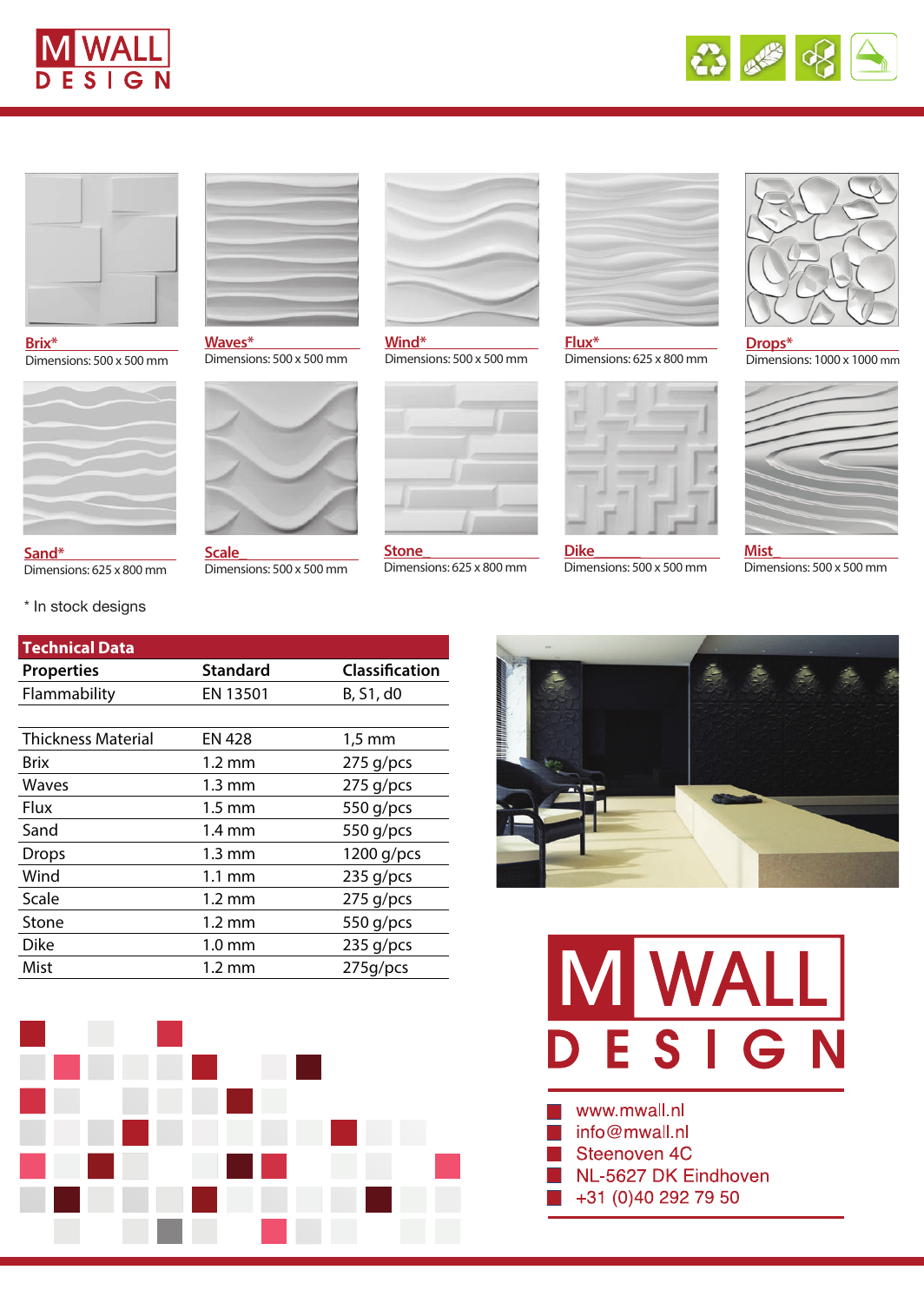M WALL DESIGN

**Brix***
Dimensions: 500 x 500 mm

**Waves***
Dimensions: 500 x 500 mm

**Wind***
Dimensions: 500 x 500 mm

**Flux***
Dimensions: 625 x 800 mm

**Drops***
Dimensions: 1000 x 1000 mm

**Sand***
Dimensions: 625 x 800 mm

**Scale**
Dimensions: 500 x 500 mm

**Stone**
Dimensions: 625 x 800 mm

**Dike**
Dimensions: 500 x 500 mm

**Mist**
Dimensions: 500 x 500 mm

* In stock designs

## Technical Data

| Properties | Standard | Classification |
|---|---|---|
| Flammability | EN 13501 | B, S1, d0 |
| | | |
| Thickness Material | EN 428 | 1,5 mm |
| Brix | 1.2 mm | 275 g/pcs |
| Waves | 1.3 mm | 275 g/pcs |
| Flux | 1.5 mm | 550 g/pcs |
| Sand | 1.4 mm | 550 g/pcs |
| Drops | 1.3 mm | 1200 g/pcs |
| Wind | 1.1 mm | 235 g/pcs |
| Scale | 1.2 mm | 275 g/pcs |
| Stone | 1.2 mm | 550 g/pcs |
| Dike | 1.0 mm | 235 g/pcs |
| Mist | 1.2 mm | 275g/pcs |

M WALL DESIGN

- www.mwall.nl
- info@mwall.nl
- Steenoven 4C
- NL-5627 DK Eindhoven
- +31 (0)40 292 79 50